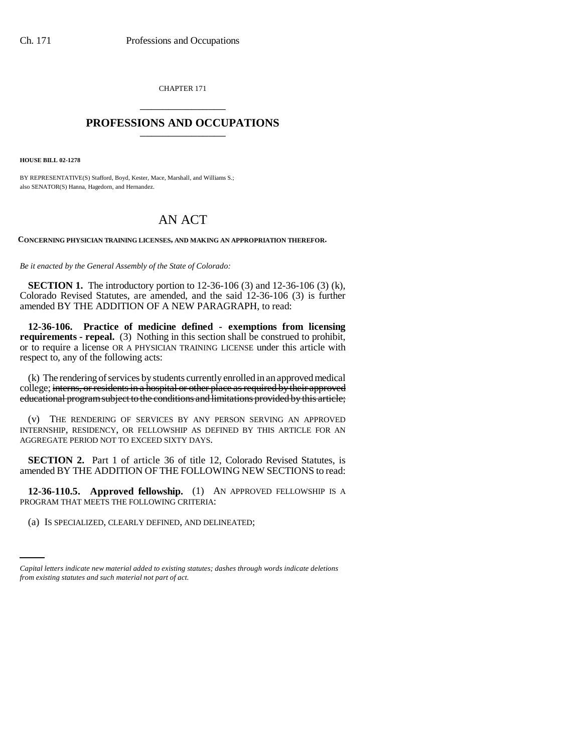CHAPTER 171

# PROFESSIONS AND OCCUPATIONS

**HOUSE BILL 02-1278**

BY REPRESENTATIVE(S) Stafford, Boyd, Kester, Mace, Marshall, and Williams S.; also SENATOR(S) Hanna, Hagedorn, and Hernandez.

# AN ACT

**CONCERNING PHYSICIAN TRAINING LICENSES, AND MAKING AN APPROPRIATION THEREFOR.**

*Be it enacted by the General Assembly of the State of Colorado:*

**SECTION 1.** The introductory portion to 12-36-106 (3) and 12-36-106 (3) (k), Colorado Revised Statutes, are amended, and the said 12-36-106 (3) is further amended BY THE ADDITION OF A NEW PARAGRAPH, to read:

**12-36-106. Practice of medicine defined - exemptions from licensing requirements - repeal.** (3) Nothing in this section shall be construed to prohibit, or to require a license OR A PHYSICIAN TRAINING LICENSE under this article with respect to, any of the following acts:

(k) The rendering of services by students currently enrolled in an approved medical college; ~~interns, or residents in a hospital or other place as required by their approved educational program subject to the conditions and limitations provided by this article;~~

(v) THE RENDERING OF SERVICES BY ANY PERSON SERVING AN APPROVED INTERNSHIP, RESIDENCY, OR FELLOWSHIP AS DEFINED BY THIS ARTICLE FOR AN AGGREGATE PERIOD NOT TO EXCEED SIXTY DAYS.

**SECTION 2.** Part 1 of article 36 of title 12, Colorado Revised Statutes, is amended BY THE ADDITION OF THE FOLLOWING NEW SECTIONS to read:

**12-36-110.5. Approved fellowship.** (1) AN APPROVED FELLOWSHIP IS A PROGRAM THAT MEETS THE FOLLOWING CRITERIA:

(a) IS SPECIALIZED, CLEARLY DEFINED, AND DELINEATED;

*Capital letters indicate new material added to existing statutes; dashes through words indicate deletions from existing statutes and such material not part of act.*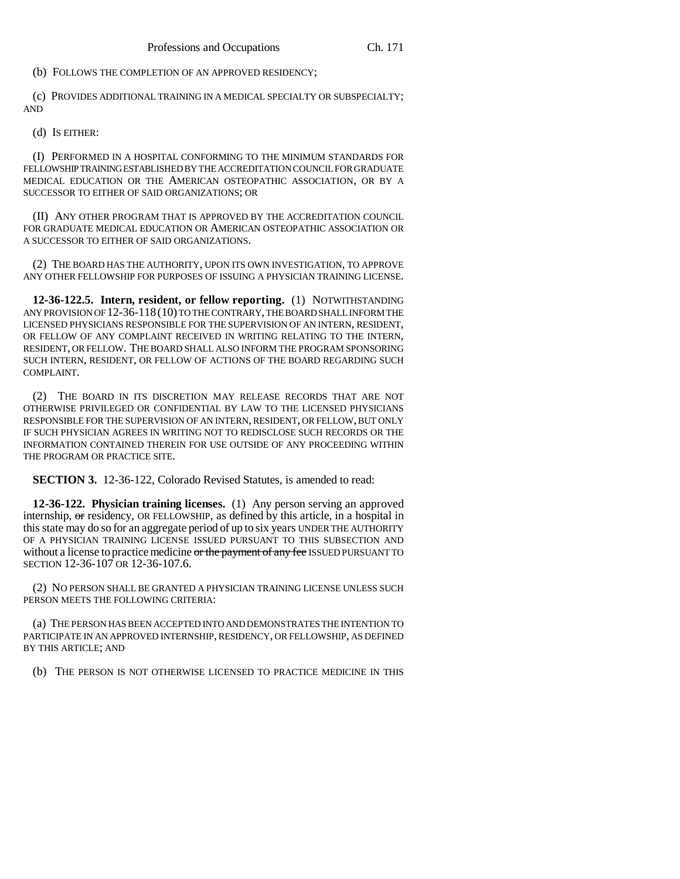(b) FOLLOWS THE COMPLETION OF AN APPROVED RESIDENCY;

(c) PROVIDES ADDITIONAL TRAINING IN A MEDICAL SPECIALTY OR SUBSPECIALTY; AND

(d) IS EITHER:

(I) PERFORMED IN A HOSPITAL CONFORMING TO THE MINIMUM STANDARDS FOR FELLOWSHIP TRAINING ESTABLISHED BY THE ACCREDITATION COUNCIL FOR GRADUATE MEDICAL EDUCATION OR THE AMERICAN OSTEOPATHIC ASSOCIATION, OR BY A SUCCESSOR TO EITHER OF SAID ORGANIZATIONS; OR

(II) ANY OTHER PROGRAM THAT IS APPROVED BY THE ACCREDITATION COUNCIL FOR GRADUATE MEDICAL EDUCATION OR AMERICAN OSTEOPATHIC ASSOCIATION OR A SUCCESSOR TO EITHER OF SAID ORGANIZATIONS.

(2) THE BOARD HAS THE AUTHORITY, UPON ITS OWN INVESTIGATION, TO APPROVE ANY OTHER FELLOWSHIP FOR PURPOSES OF ISSUING A PHYSICIAN TRAINING LICENSE.

**12-36-122.5. Intern, resident, or fellow reporting.** (1) NOTWITHSTANDING ANY PROVISION OF 12-36-118 (10) TO THE CONTRARY, THE BOARD SHALL INFORM THE LICENSED PHYSICIANS RESPONSIBLE FOR THE SUPERVISION OF AN INTERN, RESIDENT, OR FELLOW OF ANY COMPLAINT RECEIVED IN WRITING RELATING TO THE INTERN, RESIDENT, OR FELLOW. THE BOARD SHALL ALSO INFORM THE PROGRAM SPONSORING SUCH INTERN, RESIDENT, OR FELLOW OF ACTIONS OF THE BOARD REGARDING SUCH COMPLAINT.

(2) THE BOARD IN ITS DISCRETION MAY RELEASE RECORDS THAT ARE NOT OTHERWISE PRIVILEGED OR CONFIDENTIAL BY LAW TO THE LICENSED PHYSICIANS RESPONSIBLE FOR THE SUPERVISION OF AN INTERN, RESIDENT, OR FELLOW, BUT ONLY IF SUCH PHYSICIAN AGREES IN WRITING NOT TO REDISCLOSE SUCH RECORDS OR THE INFORMATION CONTAINED THEREIN FOR USE OUTSIDE OF ANY PROCEEDING WITHIN THE PROGRAM OR PRACTICE SITE.

**SECTION 3.** 12-36-122, Colorado Revised Statutes, is amended to read:

**12-36-122. Physician training licenses.** (1) Any person serving an approved internship, ~~or~~ residency, OR FELLOWSHIP, as defined by this article, in a hospital in this state may do so for an aggregate period of up to six years UNDER THE AUTHORITY OF A PHYSICIAN TRAINING LICENSE ISSUED PURSUANT TO THIS SUBSECTION AND without a license to practice medicine ~~or the payment of any fee~~ ISSUED PURSUANT TO SECTION 12-36-107 OR 12-36-107.6.

(2) NO PERSON SHALL BE GRANTED A PHYSICIAN TRAINING LICENSE UNLESS SUCH PERSON MEETS THE FOLLOWING CRITERIA:

(a) THE PERSON HAS BEEN ACCEPTED INTO AND DEMONSTRATES THE INTENTION TO PARTICIPATE IN AN APPROVED INTERNSHIP, RESIDENCY, OR FELLOWSHIP, AS DEFINED BY THIS ARTICLE; AND

(b) THE PERSON IS NOT OTHERWISE LICENSED TO PRACTICE MEDICINE IN THIS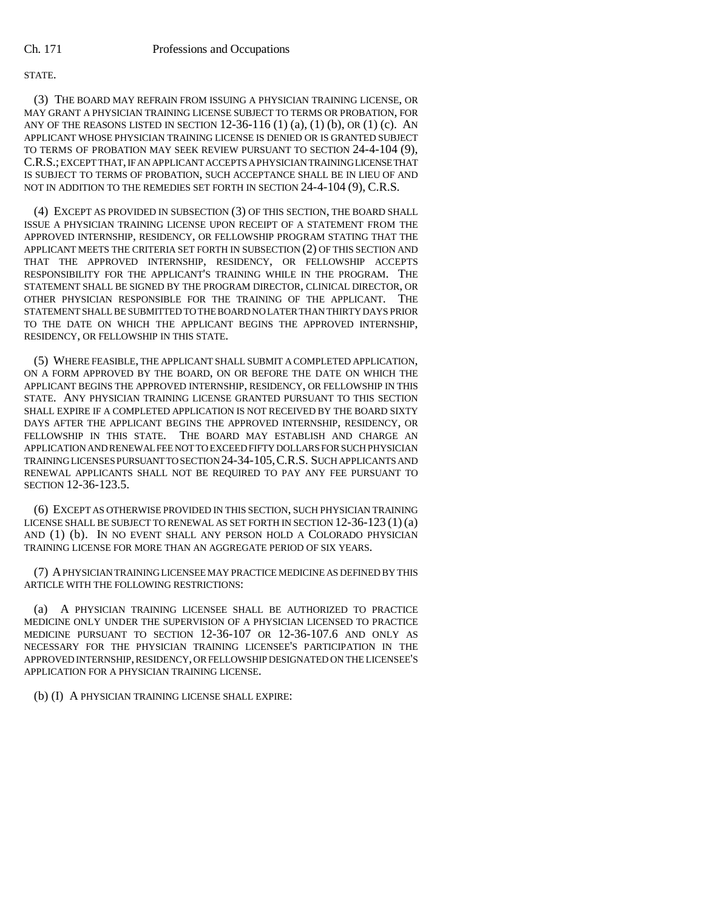STATE.

(3) THE BOARD MAY REFRAIN FROM ISSUING A PHYSICIAN TRAINING LICENSE, OR MAY GRANT A PHYSICIAN TRAINING LICENSE SUBJECT TO TERMS OR PROBATION, FOR ANY OF THE REASONS LISTED IN SECTION 12-36-116 (1) (a), (1) (b), OR (1) (c). AN APPLICANT WHOSE PHYSICIAN TRAINING LICENSE IS DENIED OR IS GRANTED SUBJECT TO TERMS OF PROBATION MAY SEEK REVIEW PURSUANT TO SECTION 24-4-104 (9), C.R.S.; EXCEPT THAT, IF AN APPLICANT ACCEPTS A PHYSICIAN TRAINING LICENSE THAT IS SUBJECT TO TERMS OF PROBATION, SUCH ACCEPTANCE SHALL BE IN LIEU OF AND NOT IN ADDITION TO THE REMEDIES SET FORTH IN SECTION 24-4-104 (9), C.R.S.

(4) EXCEPT AS PROVIDED IN SUBSECTION (3) OF THIS SECTION, THE BOARD SHALL ISSUE A PHYSICIAN TRAINING LICENSE UPON RECEIPT OF A STATEMENT FROM THE APPROVED INTERNSHIP, RESIDENCY, OR FELLOWSHIP PROGRAM STATING THAT THE APPLICANT MEETS THE CRITERIA SET FORTH IN SUBSECTION (2) OF THIS SECTION AND THAT THE APPROVED INTERNSHIP, RESIDENCY, OR FELLOWSHIP ACCEPTS RESPONSIBILITY FOR THE APPLICANT'S TRAINING WHILE IN THE PROGRAM. THE STATEMENT SHALL BE SIGNED BY THE PROGRAM DIRECTOR, CLINICAL DIRECTOR, OR OTHER PHYSICIAN RESPONSIBLE FOR THE TRAINING OF THE APPLICANT. THE STATEMENT SHALL BE SUBMITTED TO THE BOARD NO LATER THAN THIRTY DAYS PRIOR TO THE DATE ON WHICH THE APPLICANT BEGINS THE APPROVED INTERNSHIP, RESIDENCY, OR FELLOWSHIP IN THIS STATE.

(5) WHERE FEASIBLE, THE APPLICANT SHALL SUBMIT A COMPLETED APPLICATION, ON A FORM APPROVED BY THE BOARD, ON OR BEFORE THE DATE ON WHICH THE APPLICANT BEGINS THE APPROVED INTERNSHIP, RESIDENCY, OR FELLOWSHIP IN THIS STATE. ANY PHYSICIAN TRAINING LICENSE GRANTED PURSUANT TO THIS SECTION SHALL EXPIRE IF A COMPLETED APPLICATION IS NOT RECEIVED BY THE BOARD SIXTY DAYS AFTER THE APPLICANT BEGINS THE APPROVED INTERNSHIP, RESIDENCY, OR FELLOWSHIP IN THIS STATE. THE BOARD MAY ESTABLISH AND CHARGE AN APPLICATION AND RENEWAL FEE NOT TO EXCEED FIFTY DOLLARS FOR SUCH PHYSICIAN TRAINING LICENSES PURSUANT TO SECTION 24-34-105, C.R.S. SUCH APPLICANTS AND RENEWAL APPLICANTS SHALL NOT BE REQUIRED TO PAY ANY FEE PURSUANT TO SECTION 12-36-123.5.

(6) EXCEPT AS OTHERWISE PROVIDED IN THIS SECTION, SUCH PHYSICIAN TRAINING LICENSE SHALL BE SUBJECT TO RENEWAL AS SET FORTH IN SECTION 12-36-123 (1) (a) AND (1) (b). IN NO EVENT SHALL ANY PERSON HOLD A COLORADO PHYSICIAN TRAINING LICENSE FOR MORE THAN AN AGGREGATE PERIOD OF SIX YEARS.

(7) A PHYSICIAN TRAINING LICENSEE MAY PRACTICE MEDICINE AS DEFINED BY THIS ARTICLE WITH THE FOLLOWING RESTRICTIONS:

(a) A PHYSICIAN TRAINING LICENSEE SHALL BE AUTHORIZED TO PRACTICE MEDICINE ONLY UNDER THE SUPERVISION OF A PHYSICIAN LICENSED TO PRACTICE MEDICINE PURSUANT TO SECTION 12-36-107 OR 12-36-107.6 AND ONLY AS NECESSARY FOR THE PHYSICIAN TRAINING LICENSEE'S PARTICIPATION IN THE APPROVED INTERNSHIP, RESIDENCY, OR FELLOWSHIP DESIGNATED ON THE LICENSEE'S APPLICATION FOR A PHYSICIAN TRAINING LICENSE.

(b) (I) A PHYSICIAN TRAINING LICENSE SHALL EXPIRE: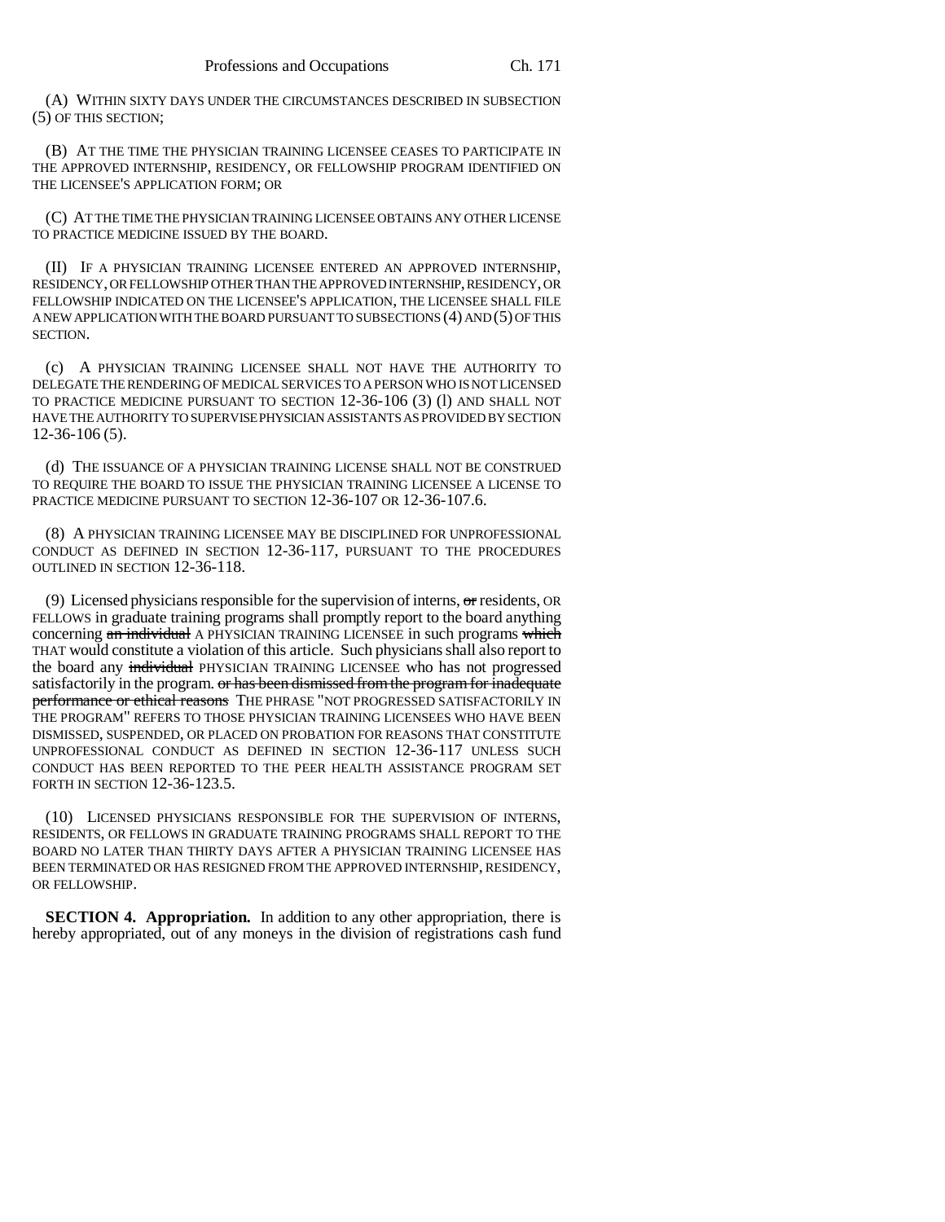(A) WITHIN SIXTY DAYS UNDER THE CIRCUMSTANCES DESCRIBED IN SUBSECTION (5) OF THIS SECTION;

(B) AT THE TIME THE PHYSICIAN TRAINING LICENSEE CEASES TO PARTICIPATE IN THE APPROVED INTERNSHIP, RESIDENCY, OR FELLOWSHIP PROGRAM IDENTIFIED ON THE LICENSEE'S APPLICATION FORM; OR

(C) AT THE TIME THE PHYSICIAN TRAINING LICENSEE OBTAINS ANY OTHER LICENSE TO PRACTICE MEDICINE ISSUED BY THE BOARD.

(II) IF A PHYSICIAN TRAINING LICENSEE ENTERED AN APPROVED INTERNSHIP, RESIDENCY, OR FELLOWSHIP OTHER THAN THE APPROVED INTERNSHIP, RESIDENCY, OR FELLOWSHIP INDICATED ON THE LICENSEE'S APPLICATION, THE LICENSEE SHALL FILE A NEW APPLICATION WITH THE BOARD PURSUANT TO SUBSECTIONS (4) AND (5) OF THIS SECTION.

(c) A PHYSICIAN TRAINING LICENSEE SHALL NOT HAVE THE AUTHORITY TO DELEGATE THE RENDERING OF MEDICAL SERVICES TO A PERSON WHO IS NOT LICENSED TO PRACTICE MEDICINE PURSUANT TO SECTION 12-36-106 (3) (l) AND SHALL NOT HAVE THE AUTHORITY TO SUPERVISE PHYSICIAN ASSISTANTS AS PROVIDED BY SECTION 12-36-106 (5).

(d) THE ISSUANCE OF A PHYSICIAN TRAINING LICENSE SHALL NOT BE CONSTRUED TO REQUIRE THE BOARD TO ISSUE THE PHYSICIAN TRAINING LICENSEE A LICENSE TO PRACTICE MEDICINE PURSUANT TO SECTION 12-36-107 OR 12-36-107.6.

(8) A PHYSICIAN TRAINING LICENSEE MAY BE DISCIPLINED FOR UNPROFESSIONAL CONDUCT AS DEFINED IN SECTION 12-36-117, PURSUANT TO THE PROCEDURES OUTLINED IN SECTION 12-36-118.

(9) Licensed physicians responsible for the supervision of interns, ~~or~~ residents, OR FELLOWS in graduate training programs shall promptly report to the board anything concerning ~~an individual~~ A PHYSICIAN TRAINING LICENSEE in such programs ~~which~~ THAT would constitute a violation of this article. Such physicians shall also report to the board any ~~individual~~ PHYSICIAN TRAINING LICENSEE who has not progressed satisfactorily in the program. ~~or has been dismissed from the program for inadequate performance or ethical reasons~~ THE PHRASE "NOT PROGRESSED SATISFACTORILY IN THE PROGRAM" REFERS TO THOSE PHYSICIAN TRAINING LICENSEES WHO HAVE BEEN DISMISSED, SUSPENDED, OR PLACED ON PROBATION FOR REASONS THAT CONSTITUTE UNPROFESSIONAL CONDUCT AS DEFINED IN SECTION 12-36-117 UNLESS SUCH CONDUCT HAS BEEN REPORTED TO THE PEER HEALTH ASSISTANCE PROGRAM SET FORTH IN SECTION 12-36-123.5.

(10) LICENSED PHYSICIANS RESPONSIBLE FOR THE SUPERVISION OF INTERNS, RESIDENTS, OR FELLOWS IN GRADUATE TRAINING PROGRAMS SHALL REPORT TO THE BOARD NO LATER THAN THIRTY DAYS AFTER A PHYSICIAN TRAINING LICENSEE HAS BEEN TERMINATED OR HAS RESIGNED FROM THE APPROVED INTERNSHIP, RESIDENCY, OR FELLOWSHIP.

**SECTION 4. Appropriation.** In addition to any other appropriation, there is hereby appropriated, out of any moneys in the division of registrations cash fund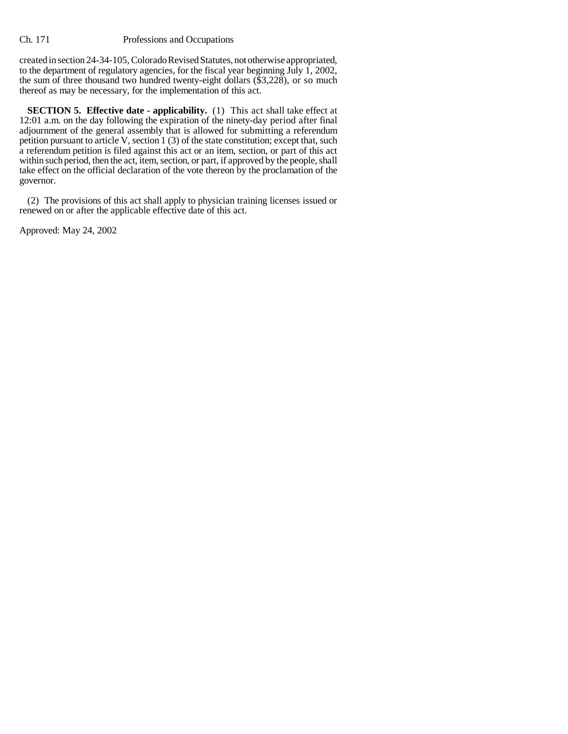created in section 24-34-105, Colorado Revised Statutes, not otherwise appropriated, to the department of regulatory agencies, for the fiscal year beginning July 1, 2002, the sum of three thousand two hundred twenty-eight dollars ($3,228), or so much thereof as may be necessary, for the implementation of this act.

**SECTION 5. Effective date - applicability.** (1) This act shall take effect at 12:01 a.m. on the day following the expiration of the ninety-day period after final adjournment of the general assembly that is allowed for submitting a referendum petition pursuant to article V, section 1 (3) of the state constitution; except that, such a referendum petition is filed against this act or an item, section, or part of this act within such period, then the act, item, section, or part, if approved by the people, shall take effect on the official declaration of the vote thereon by the proclamation of the governor.

(2) The provisions of this act shall apply to physician training licenses issued or renewed on or after the applicable effective date of this act.

Approved: May 24, 2002